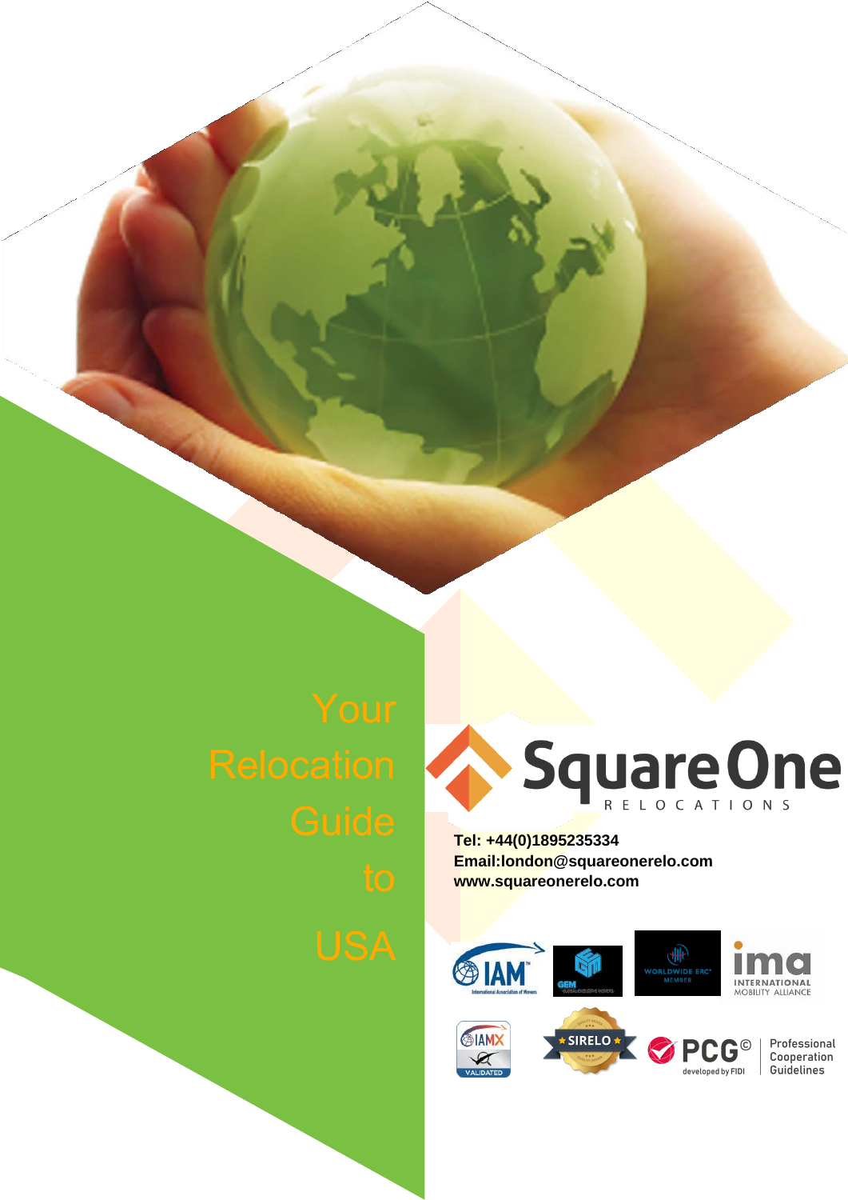# Your Relocation Guide to USA

**Square One RELOCATIONS**

**Tel: +44(0)1895235334**
**Email:london@squareonerelo.com**
**www.squareonerelo.com**

IAM International Association of Movers

GEM

WORLDWIDE ERC MEMBER

ima INTERNATIONAL MOBILITY ALLIANCE

IAMX VALIDATED

SIRELO

PCG© developed by FIDI | Professional Cooperation Guidelines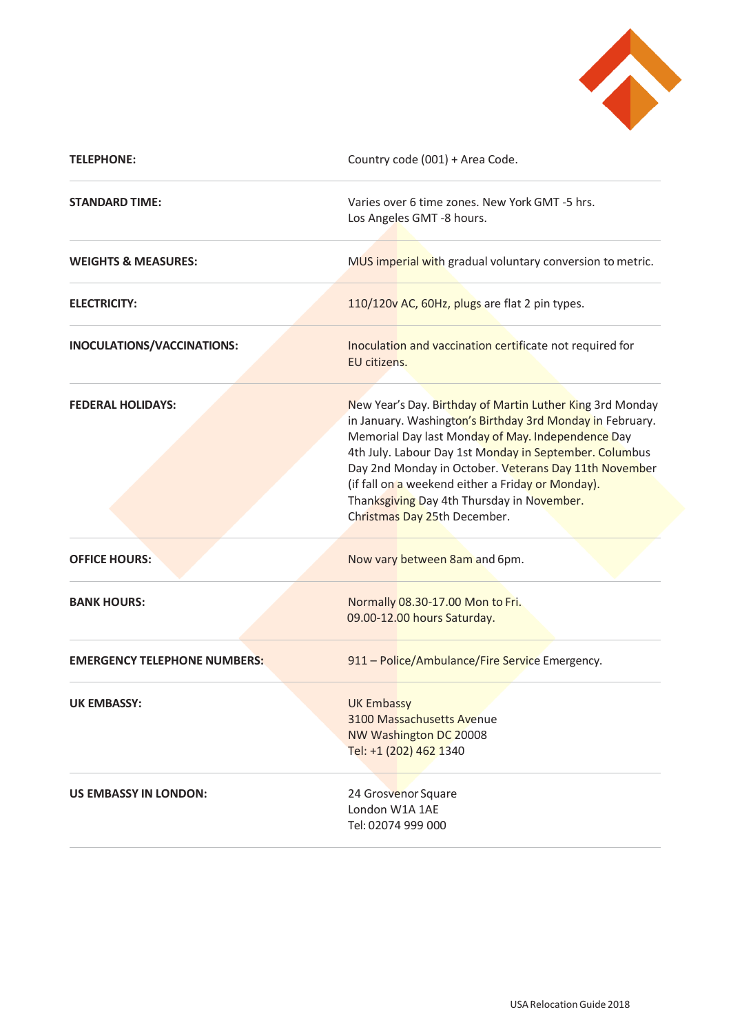| | |
|---|---|
| **TELEPHONE:** | Country code (001) + Area Code. |
| **STANDARD TIME:** | Varies over 6 time zones. New York GMT -5 hrs. Los Angeles GMT -8 hours. |
| **WEIGHTS & MEASURES:** | MUS imperial with gradual voluntary conversion to metric. |
| **ELECTRICITY:** | 110/120v AC, 60Hz, plugs are flat 2 pin types. |
| **INOCULATIONS/VACCINATIONS:** | Inoculation and vaccination certificate not required for EU citizens. |
| **FEDERAL HOLIDAYS:** | New Year's Day. Birthday of Martin Luther King 3rd Monday in January. Washington's Birthday 3rd Monday in February. Memorial Day last Monday of May. Independence Day 4th July. Labour Day 1st Monday in September. Columbus Day 2nd Monday in October. Veterans Day 11th November (if fall on a weekend either a Friday or Monday). Thanksgiving Day 4th Thursday in November. Christmas Day 25th December. |
| **OFFICE HOURS:** | Now vary between 8am and 6pm. |
| **BANK HOURS:** | Normally 08.30-17.00 Mon to Fri. 09.00-12.00 hours Saturday. |
| **EMERGENCY TELEPHONE NUMBERS:** | 911 – Police/Ambulance/Fire Service Emergency. |
| **UK EMBASSY:** | UK Embassy<br>3100 Massachusetts Avenue<br>NW Washington DC 20008<br>Tel: +1 (202) 462 1340 |
| **US EMBASSY IN LONDON:** | 24 Grosvenor Square<br>London W1A 1AE<br>Tel: 02074 999 000 |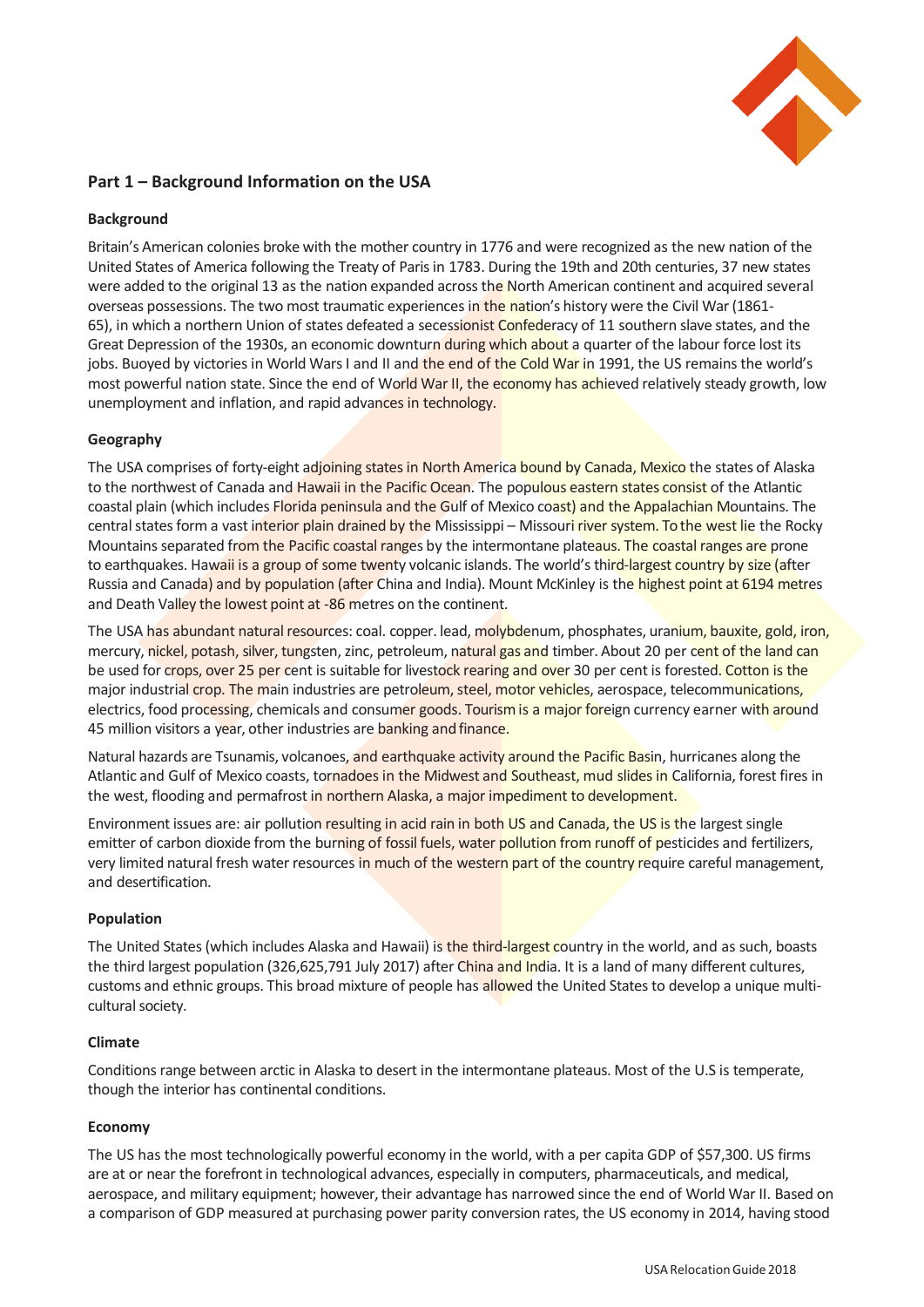## Part 1 – Background Information on the USA

### Background

Britain's American colonies broke with the mother country in 1776 and were recognized as the new nation of the United States of America following the Treaty of Paris in 1783. During the 19th and 20th centuries, 37 new states were added to the original 13 as the nation expanded across the North American continent and acquired several overseas possessions. The two most traumatic experiences in the nation's history were the Civil War (1861-65), in which a northern Union of states defeated a secessionist Confederacy of 11 southern slave states, and the Great Depression of the 1930s, an economic downturn during which about a quarter of the labour force lost its jobs. Buoyed by victories in World Wars I and II and the end of the Cold War in 1991, the US remains the world's most powerful nation state. Since the end of World War II, the economy has achieved relatively steady growth, low unemployment and inflation, and rapid advances in technology.

### Geography

The USA comprises of forty-eight adjoining states in North America bound by Canada, Mexico the states of Alaska to the northwest of Canada and Hawaii in the Pacific Ocean. The populous eastern states consist of the Atlantic coastal plain (which includes Florida peninsula and the Gulf of Mexico coast) and the Appalachian Mountains. The central states form a vast interior plain drained by the Mississippi – Missouri river system. To the west lie the Rocky Mountains separated from the Pacific coastal ranges by the intermontane plateaus. The coastal ranges are prone to earthquakes. Hawaii is a group of some twenty volcanic islands. The world's third-largest country by size (after Russia and Canada) and by population (after China and India). Mount McKinley is the highest point at 6194 metres and Death Valley the lowest point at -86 metres on the continent.

The USA has abundant natural resources: coal. copper. lead, molybdenum, phosphates, uranium, bauxite, gold, iron, mercury, nickel, potash, silver, tungsten, zinc, petroleum, natural gas and timber. About 20 per cent of the land can be used for crops, over 25 per cent is suitable for livestock rearing and over 30 per cent is forested. Cotton is the major industrial crop. The main industries are petroleum, steel, motor vehicles, aerospace, telecommunications, electrics, food processing, chemicals and consumer goods. Tourism is a major foreign currency earner with around 45 million visitors a year, other industries are banking and finance.

Natural hazards are Tsunamis, volcanoes, and earthquake activity around the Pacific Basin, hurricanes along the Atlantic and Gulf of Mexico coasts, tornadoes in the Midwest and Southeast, mud slides in California, forest fires in the west, flooding and permafrost in northern Alaska, a major impediment to development.

Environment issues are: air pollution resulting in acid rain in both US and Canada, the US is the largest single emitter of carbon dioxide from the burning of fossil fuels, water pollution from runoff of pesticides and fertilizers, very limited natural fresh water resources in much of the western part of the country require careful management, and desertification.

### Population

The United States (which includes Alaska and Hawaii) is the third-largest country in the world, and as such, boasts the third largest population (326,625,791 July 2017) after China and India. It is a land of many different cultures, customs and ethnic groups. This broad mixture of people has allowed the United States to develop a unique multi-cultural society.

### Climate

Conditions range between arctic in Alaska to desert in the intermontane plateaus. Most of the U.S is temperate, though the interior has continental conditions.

### Economy

The US has the most technologically powerful economy in the world, with a per capita GDP of $57,300. US firms are at or near the forefront in technological advances, especially in computers, pharmaceuticals, and medical, aerospace, and military equipment; however, their advantage has narrowed since the end of World War II. Based on a comparison of GDP measured at purchasing power parity conversion rates, the US economy in 2014, having stood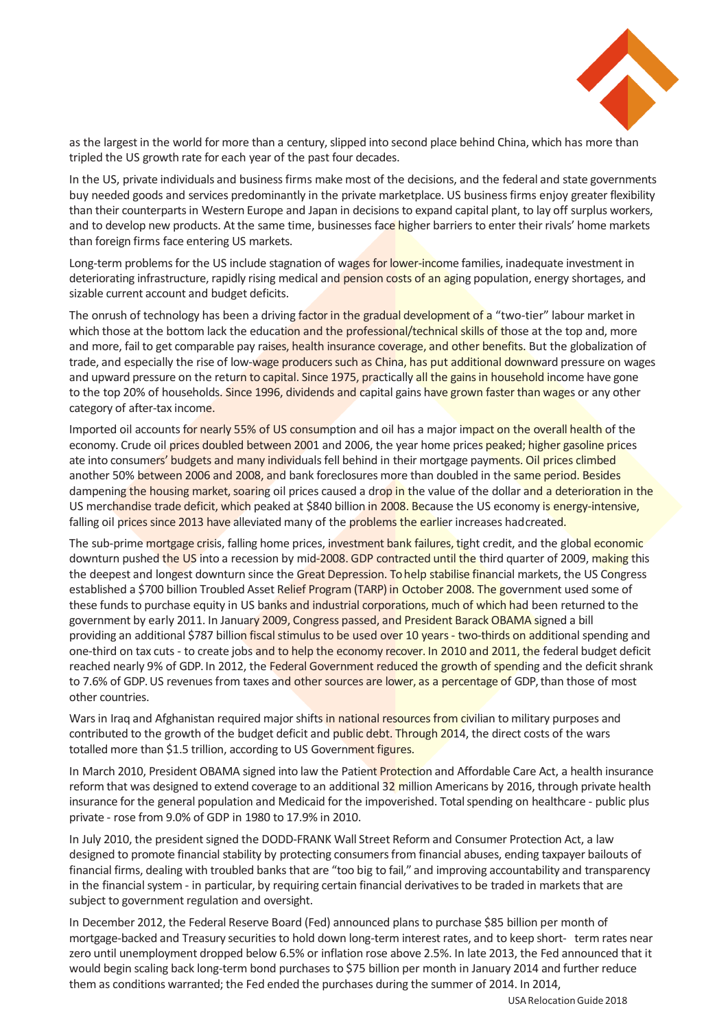as the largest in the world for more than a century, slipped into second place behind China, which has more than tripled the US growth rate for each year of the past four decades.

In the US, private individuals and business firms make most of the decisions, and the federal and state governments buy needed goods and services predominantly in the private marketplace. US business firms enjoy greater flexibility than their counterparts in Western Europe and Japan in decisions to expand capital plant, to lay off surplus workers, and to develop new products. At the same time, businesses face higher barriers to enter their rivals' home markets than foreign firms face entering US markets.

Long-term problems for the US include stagnation of wages for lower-income families, inadequate investment in deteriorating infrastructure, rapidly rising medical and pension costs of an aging population, energy shortages, and sizable current account and budget deficits.

The onrush of technology has been a driving factor in the gradual development of a "two-tier" labour market in which those at the bottom lack the education and the professional/technical skills of those at the top and, more and more, fail to get comparable pay raises, health insurance coverage, and other benefits. But the globalization of trade, and especially the rise of low-wage producers such as China, has put additional downward pressure on wages and upward pressure on the return to capital. Since 1975, practically all the gains in household income have gone to the top 20% of households. Since 1996, dividends and capital gains have grown faster than wages or any other category of after-tax income.

Imported oil accounts for nearly 55% of US consumption and oil has a major impact on the overall health of the economy. Crude oil prices doubled between 2001 and 2006, the year home prices peaked; higher gasoline prices ate into consumers' budgets and many individuals fell behind in their mortgage payments. Oil prices climbed another 50% between 2006 and 2008, and bank foreclosures more than doubled in the same period. Besides dampening the housing market, soaring oil prices caused a drop in the value of the dollar and a deterioration in the US merchandise trade deficit, which peaked at $840 billion in 2008. Because the US economy is energy-intensive, falling oil prices since 2013 have alleviated many of the problems the earlier increases had created.

The sub-prime mortgage crisis, falling home prices, investment bank failures, tight credit, and the global economic downturn pushed the US into a recession by mid-2008. GDP contracted until the third quarter of 2009, making this the deepest and longest downturn since the Great Depression. To help stabilise financial markets, the US Congress established a $700 billion Troubled Asset Relief Program (TARP) in October 2008. The government used some of these funds to purchase equity in US banks and industrial corporations, much of which had been returned to the government by early 2011. In January 2009, Congress passed, and President Barack OBAMA signed a bill providing an additional $787 billion fiscal stimulus to be used over 10 years - two-thirds on additional spending and one-third on tax cuts - to create jobs and to help the economy recover. In 2010 and 2011, the federal budget deficit reached nearly 9% of GDP. In 2012, the Federal Government reduced the growth of spending and the deficit shrank to 7.6% of GDP. US revenues from taxes and other sources are lower, as a percentage of GDP, than those of most other countries.

Wars in Iraq and Afghanistan required major shifts in national resources from civilian to military purposes and contributed to the growth of the budget deficit and public debt. Through 2014, the direct costs of the wars totalled more than $1.5 trillion, according to US Government figures.

In March 2010, President OBAMA signed into law the Patient Protection and Affordable Care Act, a health insurance reform that was designed to extend coverage to an additional 32 million Americans by 2016, through private health insurance for the general population and Medicaid for the impoverished. Total spending on healthcare - public plus private - rose from 9.0% of GDP in 1980 to 17.9% in 2010.

In July 2010, the president signed the DODD-FRANK Wall Street Reform and Consumer Protection Act, a law designed to promote financial stability by protecting consumers from financial abuses, ending taxpayer bailouts of financial firms, dealing with troubled banks that are "too big to fail," and improving accountability and transparency in the financial system - in particular, by requiring certain financial derivatives to be traded in markets that are subject to government regulation and oversight.

In December 2012, the Federal Reserve Board (Fed) announced plans to purchase $85 billion per month of mortgage-backed and Treasury securities to hold down long-term interest rates, and to keep short-term rates near zero until unemployment dropped below 6.5% or inflation rose above 2.5%. In late 2013, the Fed announced that it would begin scaling back long-term bond purchases to $75 billion per month in January 2014 and further reduce them as conditions warranted; the Fed ended the purchases during the summer of 2014. In 2014,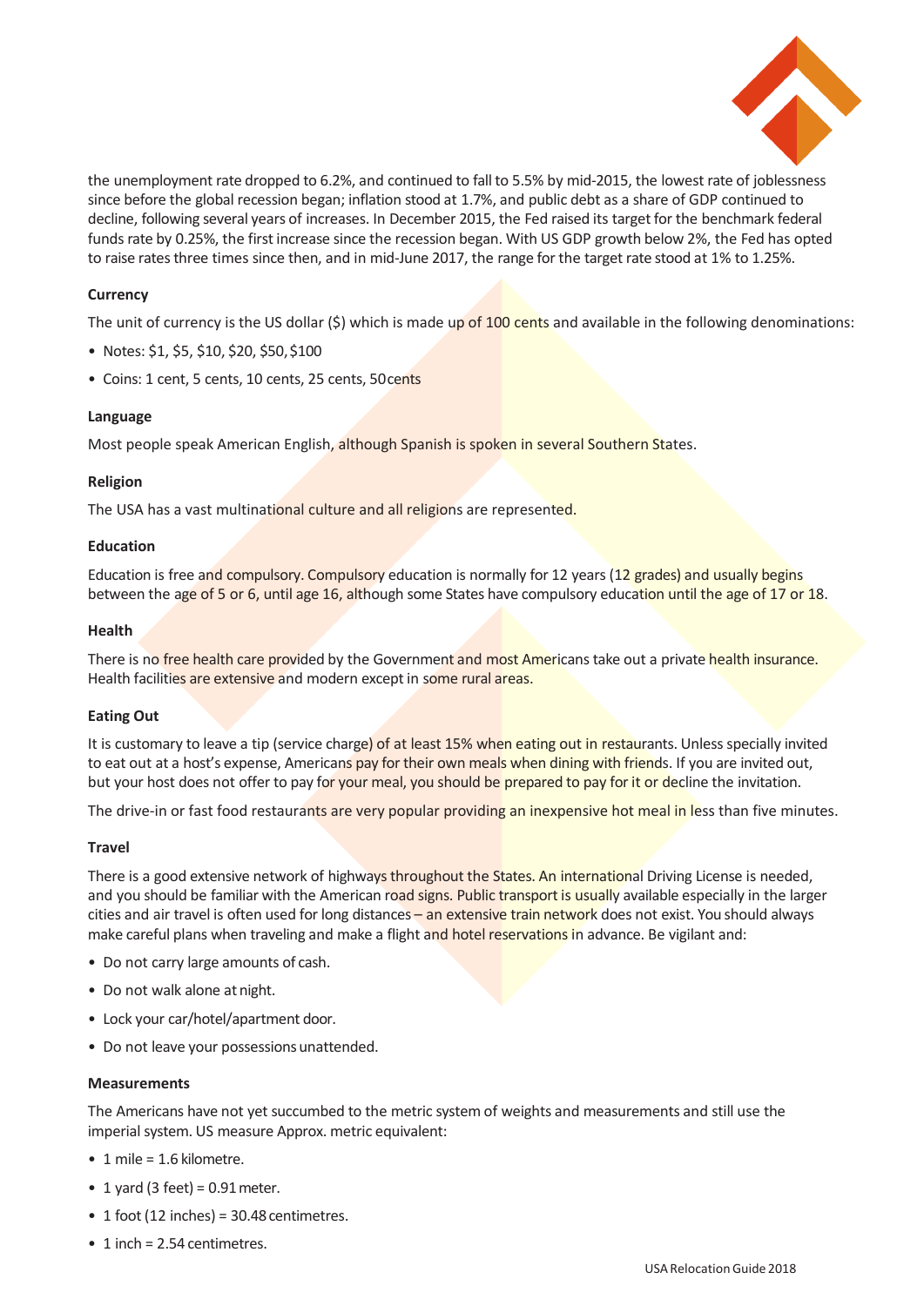the unemployment rate dropped to 6.2%, and continued to fall to 5.5% by mid-2015, the lowest rate of joblessness since before the global recession began; inflation stood at 1.7%, and public debt as a share of GDP continued to decline, following several years of increases. In December 2015, the Fed raised its target for the benchmark federal funds rate by 0.25%, the first increase since the recession began. With US GDP growth below 2%, the Fed has opted to raise rates three times since then, and in mid-June 2017, the range for the target rate stood at 1% to 1.25%.

**Currency**

The unit of currency is the US dollar ($) which is made up of 100 cents and available in the following denominations:

- Notes: $1, $5, $10, $20, $50, $100
- Coins: 1 cent, 5 cents, 10 cents, 25 cents, 50 cents

**Language**

Most people speak American English, although Spanish is spoken in several Southern States.

**Religion**

The USA has a vast multinational culture and all religions are represented.

**Education**

Education is free and compulsory. Compulsory education is normally for 12 years (12 grades) and usually begins between the age of 5 or 6, until age 16, although some States have compulsory education until the age of 17 or 18.

**Health**

There is no free health care provided by the Government and most Americans take out a private health insurance. Health facilities are extensive and modern except in some rural areas.

**Eating Out**

It is customary to leave a tip (service charge) of at least 15% when eating out in restaurants. Unless specially invited to eat out at a host's expense, Americans pay for their own meals when dining with friends. If you are invited out, but your host does not offer to pay for your meal, you should be prepared to pay for it or decline the invitation.

The drive-in or fast food restaurants are very popular providing an inexpensive hot meal in less than five minutes.

**Travel**

There is a good extensive network of highways throughout the States. An international Driving License is needed, and you should be familiar with the American road signs. Public transport is usually available especially in the larger cities and air travel is often used for long distances – an extensive train network does not exist. You should always make careful plans when traveling and make a flight and hotel reservations in advance. Be vigilant and:

- Do not carry large amounts of cash.
- Do not walk alone at night.
- Lock your car/hotel/apartment door.
- Do not leave your possessions unattended.

**Measurements**

The Americans have not yet succumbed to the metric system of weights and measurements and still use the imperial system. US measure Approx. metric equivalent:

- 1 mile = 1.6 kilometre.
- 1 yard (3 feet) = 0.91 meter.
- 1 foot (12 inches) = 30.48 centimetres.
- 1 inch = 2.54 centimetres.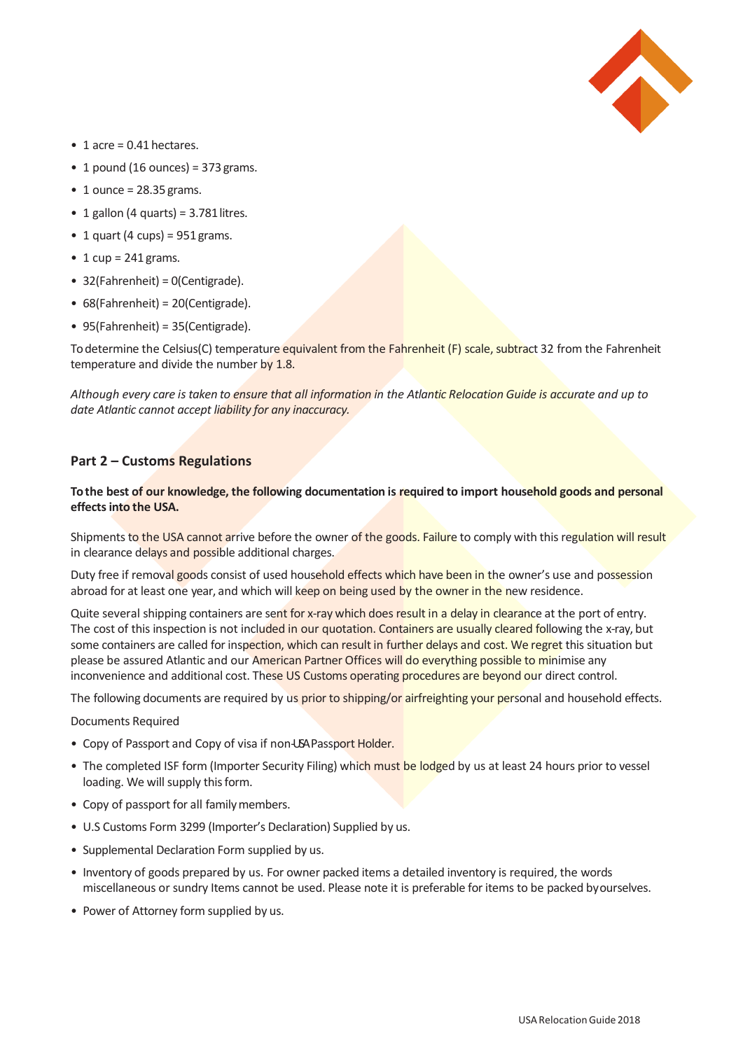- 1 acre = 0.41 hectares.
- 1 pound (16 ounces) = 373 grams.
- 1 ounce = 28.35 grams.
- 1 gallon (4 quarts) = 3.781 litres.
- 1 quart (4 cups) = 951 grams.
- 1 cup = 241 grams.
- 32(Fahrenheit) = 0(Centigrade).
- 68(Fahrenheit) = 20(Centigrade).
- 95(Fahrenheit) = 35(Centigrade).

To determine the Celsius(C) temperature equivalent from the Fahrenheit (F) scale, subtract 32 from the Fahrenheit temperature and divide the number by 1.8.

*Although every care is taken to ensure that all information in the Atlantic Relocation Guide is accurate and up to date Atlantic cannot accept liability for any inaccuracy.*

## Part 2 – Customs Regulations

**To the best of our knowledge, the following documentation is required to import household goods and personal effects into the USA.**

Shipments to the USA cannot arrive before the owner of the goods. Failure to comply with this regulation will result in clearance delays and possible additional charges.

Duty free if removal goods consist of used household effects which have been in the owner's use and possession abroad for at least one year, and which will keep on being used by the owner in the new residence.

Quite several shipping containers are sent for x-ray which does result in a delay in clearance at the port of entry. The cost of this inspection is not included in our quotation. Containers are usually cleared following the x-ray, but some containers are called for inspection, which can result in further delays and cost. We regret this situation but please be assured Atlantic and our American Partner Offices will do everything possible to minimise any inconvenience and additional cost. These US Customs operating procedures are beyond our direct control.

The following documents are required by us prior to shipping/or airfreighting your personal and household effects.

Documents Required

- Copy of Passport and Copy of visa if non-USA Passport Holder.
- The completed ISF form (Importer Security Filing) which must be lodged by us at least 24 hours prior to vessel loading. We will supply this form.
- Copy of passport for all family members.
- U.S Customs Form 3299 (Importer's Declaration) Supplied by us.
- Supplemental Declaration Form supplied by us.
- Inventory of goods prepared by us. For owner packed items a detailed inventory is required, the words miscellaneous or sundry Items cannot be used. Please note it is preferable for items to be packed by ourselves.
- Power of Attorney form supplied by us.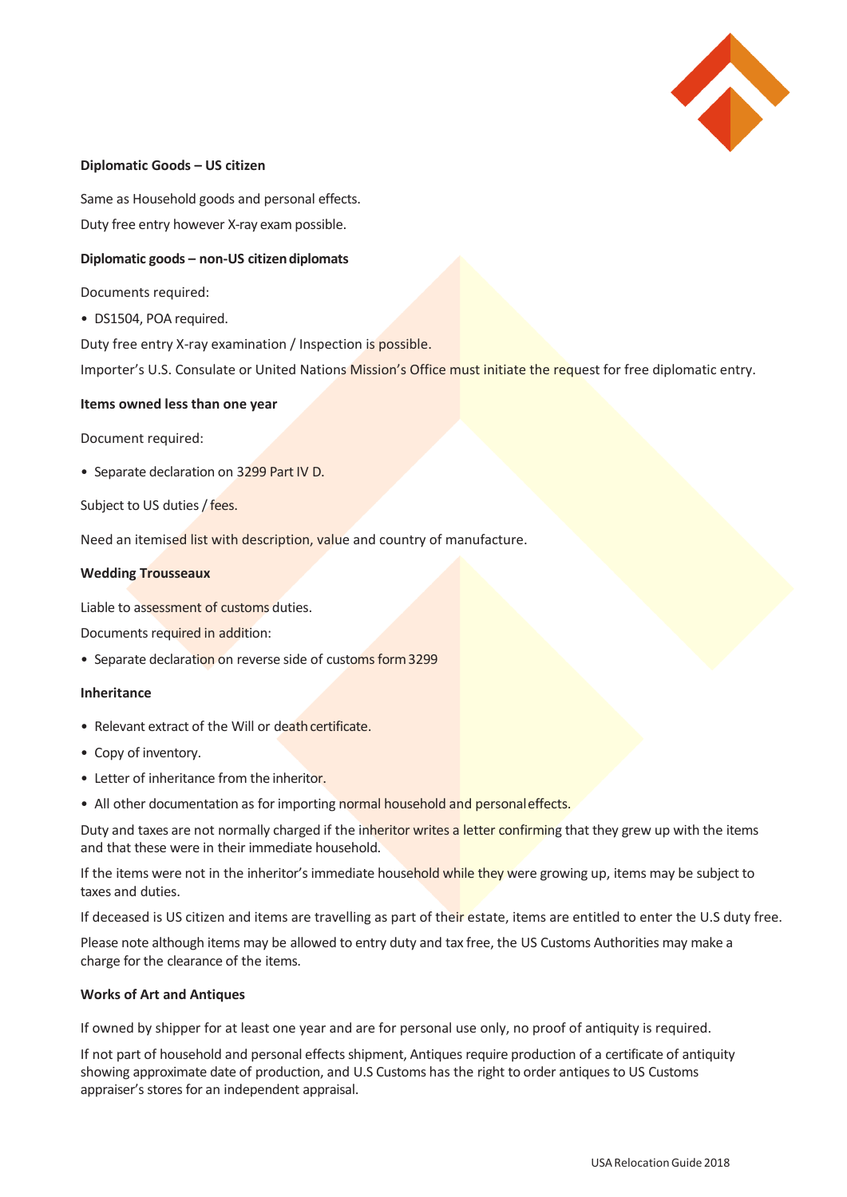**Diplomatic Goods – US citizen**

Same as Household goods and personal effects.

Duty free entry however X-ray exam possible.

**Diplomatic goods – non-US citizen diplomats**

Documents required:

- DS1504, POA required.

Duty free entry X-ray examination / Inspection is possible.

Importer's U.S. Consulate or United Nations Mission's Office must initiate the request for free diplomatic entry.

**Items owned less than one year**

Document required:

- Separate declaration on 3299 Part IV D.

Subject to US duties / fees.

Need an itemised list with description, value and country of manufacture.

**Wedding Trousseaux**

Liable to assessment of customs duties.

Documents required in addition:

- Separate declaration on reverse side of customs form 3299

**Inheritance**

- Relevant extract of the Will or death certificate.
- Copy of inventory.
- Letter of inheritance from the inheritor.
- All other documentation as for importing normal household and personal effects.

Duty and taxes are not normally charged if the inheritor writes a letter confirming that they grew up with the items and that these were in their immediate household.

If the items were not in the inheritor's immediate household while they were growing up, items may be subject to taxes and duties.

If deceased is US citizen and items are travelling as part of their estate, items are entitled to enter the U.S duty free.

Please note although items may be allowed to entry duty and tax free, the US Customs Authorities may make a charge for the clearance of the items.

**Works of Art and Antiques**

If owned by shipper for at least one year and are for personal use only, no proof of antiquity is required.

If not part of household and personal effects shipment, Antiques require production of a certificate of antiquity showing approximate date of production, and U.S Customs has the right to order antiques to US Customs appraiser's stores for an independent appraisal.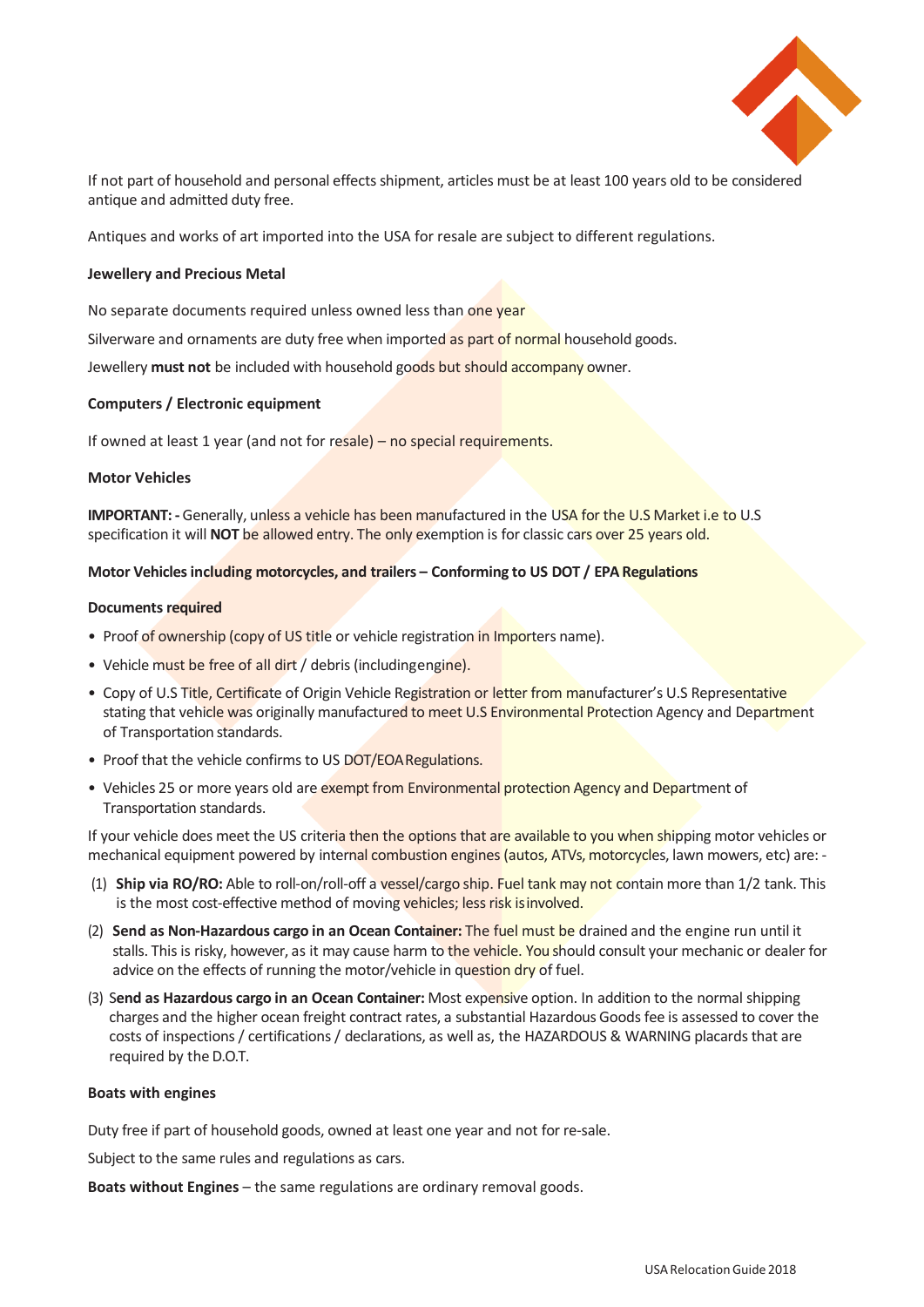If not part of household and personal effects shipment, articles must be at least 100 years old to be considered antique and admitted duty free.

Antiques and works of art imported into the USA for resale are subject to different regulations.

**Jewellery and Precious Metal**

No separate documents required unless owned less than one year

Silverware and ornaments are duty free when imported as part of normal household goods.

Jewellery **must not** be included with household goods but should accompany owner.

**Computers / Electronic equipment**

If owned at least 1 year (and not for resale) – no special requirements.

**Motor Vehicles**

**IMPORTANT: -** Generally, unless a vehicle has been manufactured in the USA for the U.S Market i.e to U.S specification it will **NOT** be allowed entry. The only exemption is for classic cars over 25 years old.

**Motor Vehicles including motorcycles, and trailers – Conforming to US DOT / EPA Regulations**

**Documents required**

- Proof of ownership (copy of US title or vehicle registration in Importers name).
- Vehicle must be free of all dirt / debris (includingengine).
- Copy of U.S Title, Certificate of Origin Vehicle Registration or letter from manufacturer's U.S Representative stating that vehicle was originally manufactured to meet U.S Environmental Protection Agency and Department of Transportation standards.
- Proof that the vehicle confirms to US DOT/EOA Regulations.
- Vehicles 25 or more years old are exempt from Environmental protection Agency and Department of Transportation standards.

If your vehicle does meet the US criteria then the options that are available to you when shipping motor vehicles or mechanical equipment powered by internal combustion engines (autos, ATVs, motorcycles, lawn mowers, etc) are: -

(1) **Ship via RO/RO:** Able to roll-on/roll-off a vessel/cargo ship. Fuel tank may not contain more than 1/2 tank. This is the most cost-effective method of moving vehicles; less risk isinvolved.

(2) **Send as Non-Hazardous cargo in an Ocean Container:** The fuel must be drained and the engine run until it stalls. This is risky, however, as it may cause harm to the vehicle. You should consult your mechanic or dealer for advice on the effects of running the motor/vehicle in question dry of fuel.

(3) **Send as Hazardous cargo in an Ocean Container:** Most expensive option. In addition to the normal shipping charges and the higher ocean freight contract rates, a substantial Hazardous Goods fee is assessed to cover the costs of inspections / certifications / declarations, as well as, the HAZARDOUS & WARNING placards that are required by the D.O.T.

**Boats with engines**

Duty free if part of household goods, owned at least one year and not for re-sale.

Subject to the same rules and regulations as cars.

**Boats without Engines** – the same regulations are ordinary removal goods.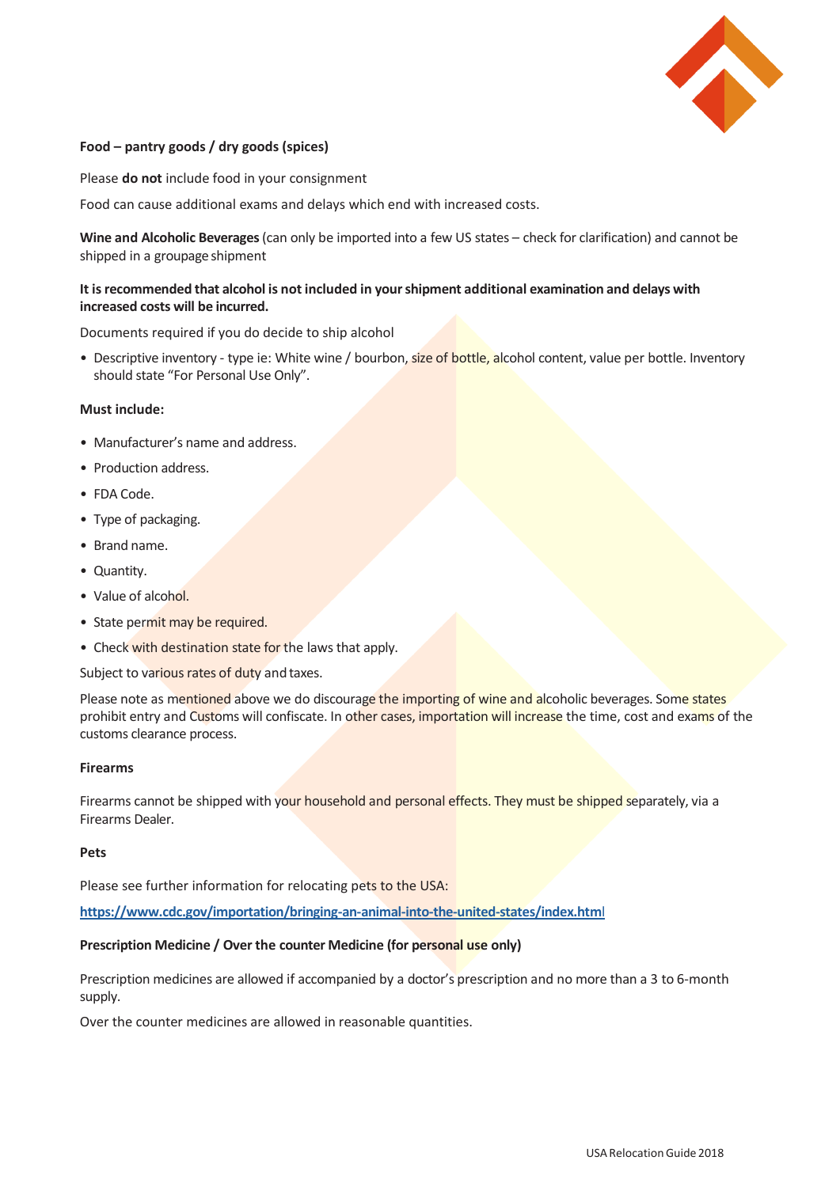**Food – pantry goods / dry goods (spices)**

Please **do not** include food in your consignment

Food can cause additional exams and delays which end with increased costs.

**Wine and Alcoholic Beverages** (can only be imported into a few US states – check for clarification) and cannot be shipped in a groupage shipment

**It is recommended that alcohol is not included in your shipment additional examination and delays with increased costs will be incurred.**

Documents required if you do decide to ship alcohol

- Descriptive inventory - type ie: White wine / bourbon, size of bottle, alcohol content, value per bottle. Inventory should state "For Personal Use Only".

**Must include:**

- Manufacturer's name and address.
- Production address.
- FDA Code.
- Type of packaging.
- Brand name.
- Quantity.
- Value of alcohol.
- State permit may be required.
- Check with destination state for the laws that apply.

Subject to various rates of duty and taxes.

Please note as mentioned above we do discourage the importing of wine and alcoholic beverages. Some states prohibit entry and Customs will confiscate. In other cases, importation will increase the time, cost and exams of the customs clearance process.

**Firearms**

Firearms cannot be shipped with your household and personal effects. They must be shipped separately, via a Firearms Dealer.

**Pets**

Please see further information for relocating pets to the USA:

**https://www.cdc.gov/importation/bringing-an-animal-into-the-united-states/index.html**

**Prescription Medicine / Over the counter Medicine (for personal use only)**

Prescription medicines are allowed if accompanied by a doctor's prescription and no more than a 3 to 6-month supply.

Over the counter medicines are allowed in reasonable quantities.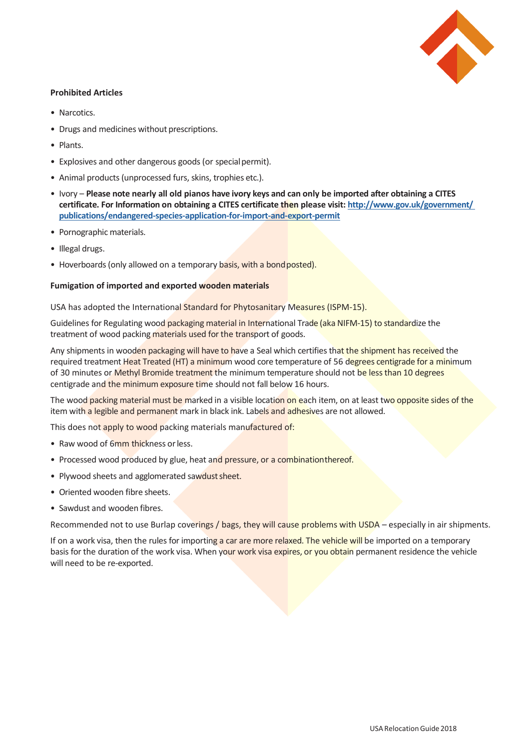**Prohibited Articles**

- Narcotics.
- Drugs and medicines without prescriptions.
- Plants.
- Explosives and other dangerous goods (or special permit).
- Animal products (unprocessed furs, skins, trophies etc.).
- Ivory – **Please note nearly all old pianos have ivory keys and can only be imported after obtaining a CITES certificate. For Information on obtaining a CITES certificate then please visit: [http://www.gov.uk/government/publications/endangered-species-application-for-import-and-export-permit](http://www.gov.uk/government/publications/endangered-species-application-for-import-and-export-permit)**
- Pornographic materials.
- Illegal drugs.
- Hoverboards (only allowed on a temporary basis, with a bond posted).

**Fumigation of imported and exported wooden materials**

USA has adopted the International Standard for Phytosanitary Measures (ISPM-15).

Guidelines for Regulating wood packaging material in International Trade (aka NIFM-15) to standardize the treatment of wood packing materials used for the transport of goods.

Any shipments in wooden packaging will have to have a Seal which certifies that the shipment has received the required treatment Heat Treated (HT) a minimum wood core temperature of 56 degrees centigrade for a minimum of 30 minutes or Methyl Bromide treatment the minimum temperature should not be less than 10 degrees centigrade and the minimum exposure time should not fall below 16 hours.

The wood packing material must be marked in a visible location on each item, on at least two opposite sides of the item with a legible and permanent mark in black ink. Labels and adhesives are not allowed.

This does not apply to wood packing materials manufactured of:

- Raw wood of 6mm thickness or less.
- Processed wood produced by glue, heat and pressure, or a combination thereof.
- Plywood sheets and agglomerated sawdust sheet.
- Oriented wooden fibre sheets.
- Sawdust and wooden fibres.

Recommended not to use Burlap coverings / bags, they will cause problems with USDA – especially in air shipments.

If on a work visa, then the rules for importing a car are more relaxed. The vehicle will be imported on a temporary basis for the duration of the work visa. When your work visa expires, or you obtain permanent residence the vehicle will need to be re-exported.